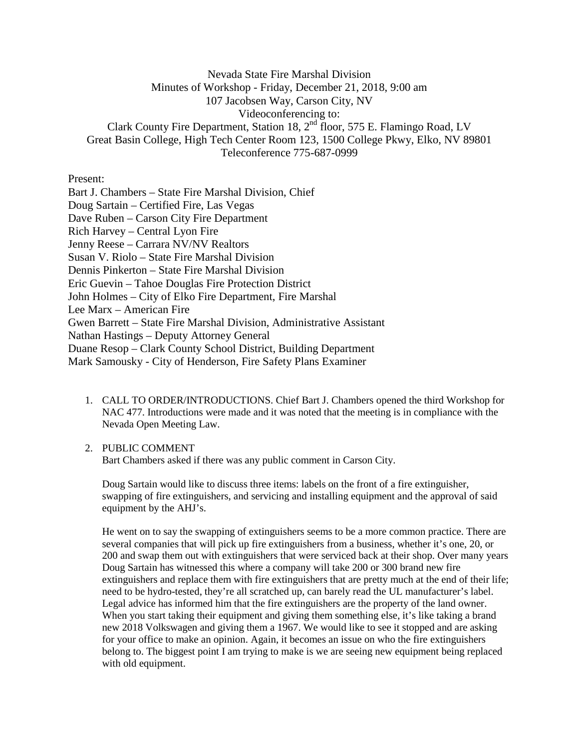Nevada State Fire Marshal Division
Minutes of Workshop - Friday, December 21, 2018, 9:00 am
107 Jacobsen Way, Carson City, NV
Videoconferencing to:
Clark County Fire Department, Station 18, 2nd floor, 575 E. Flamingo Road, LV
Great Basin College, High Tech Center Room 123, 1500 College Pkwy, Elko, NV 89801
Teleconference 775-687-0999

Present:
Bart J. Chambers – State Fire Marshal Division, Chief
Doug Sartain – Certified Fire, Las Vegas
Dave Ruben – Carson City Fire Department
Rich Harvey – Central Lyon Fire
Jenny Reese – Carrara NV/NV Realtors
Susan V. Riolo – State Fire Marshal Division
Dennis Pinkerton – State Fire Marshal Division
Eric Guevin – Tahoe Douglas Fire Protection District
John Holmes – City of Elko Fire Department, Fire Marshal
Lee Marx – American Fire
Gwen Barrett – State Fire Marshal Division, Administrative Assistant
Nathan Hastings – Deputy Attorney General
Duane Resop – Clark County School District, Building Department
Mark Samousky - City of Henderson, Fire Safety Plans Examiner

1. CALL TO ORDER/INTRODUCTIONS. Chief Bart J. Chambers opened the third Workshop for NAC 477. Introductions were made and it was noted that the meeting is in compliance with the Nevada Open Meeting Law.

2. PUBLIC COMMENT
   Bart Chambers asked if there was any public comment in Carson City.

   Doug Sartain would like to discuss three items: labels on the front of a fire extinguisher, swapping of fire extinguishers, and servicing and installing equipment and the approval of said equipment by the AHJ's.

   He went on to say the swapping of extinguishers seems to be a more common practice. There are several companies that will pick up fire extinguishers from a business, whether it's one, 20, or 200 and swap them out with extinguishers that were serviced back at their shop. Over many years Doug Sartain has witnessed this where a company will take 200 or 300 brand new fire extinguishers and replace them with fire extinguishers that are pretty much at the end of their life; need to be hydro-tested, they're all scratched up, can barely read the UL manufacturer's label. Legal advice has informed him that the fire extinguishers are the property of the land owner. When you start taking their equipment and giving them something else, it's like taking a brand new 2018 Volkswagen and giving them a 1967. We would like to see it stopped and are asking for your office to make an opinion. Again, it becomes an issue on who the fire extinguishers belong to. The biggest point I am trying to make is we are seeing new equipment being replaced with old equipment.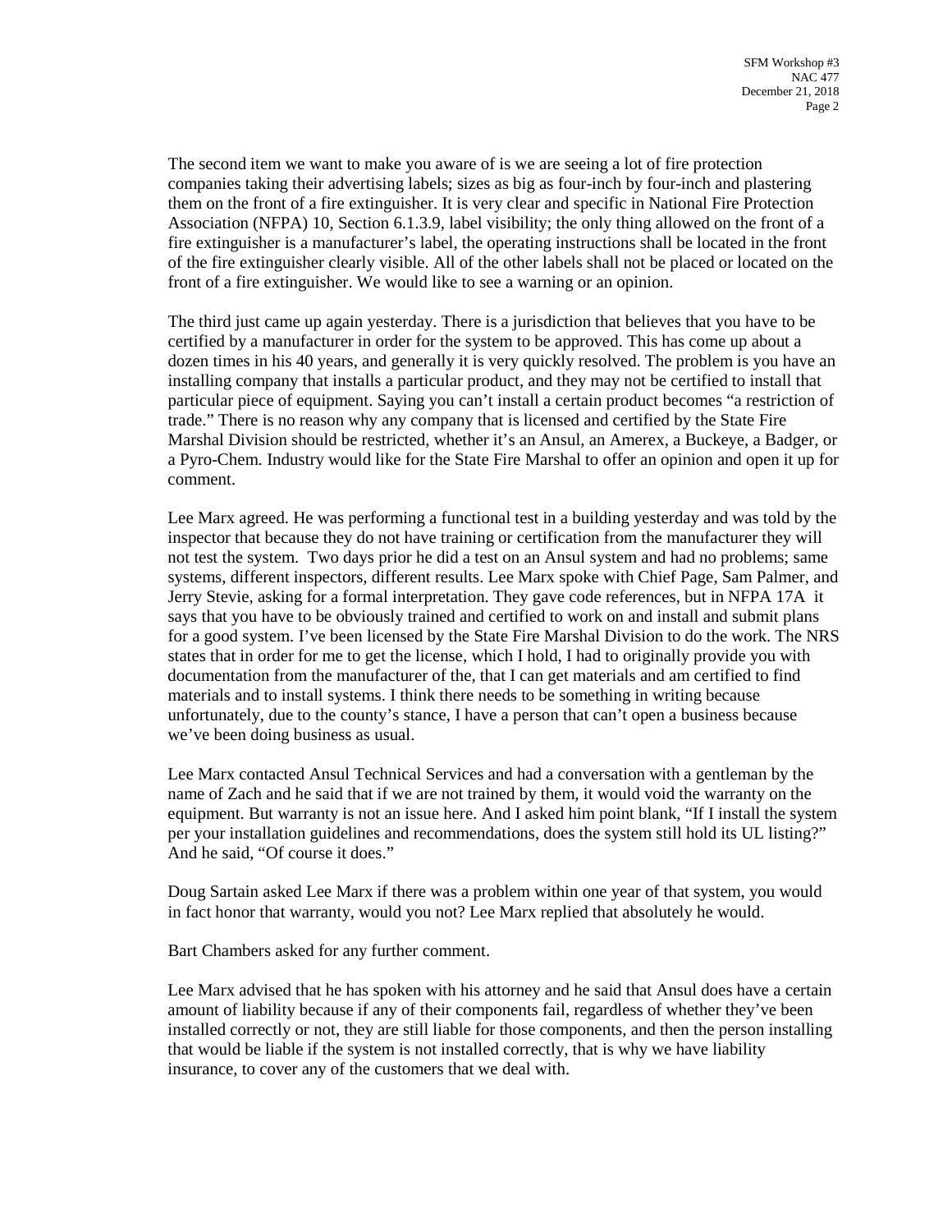The second item we want to make you aware of is we are seeing a lot of fire protection companies taking their advertising labels; sizes as big as four-inch by four-inch and plastering them on the front of a fire extinguisher. It is very clear and specific in National Fire Protection Association (NFPA) 10, Section 6.1.3.9, label visibility; the only thing allowed on the front of a fire extinguisher is a manufacturer's label, the operating instructions shall be located in the front of the fire extinguisher clearly visible. All of the other labels shall not be placed or located on the front of a fire extinguisher. We would like to see a warning or an opinion.

The third just came up again yesterday. There is a jurisdiction that believes that you have to be certified by a manufacturer in order for the system to be approved. This has come up about a dozen times in his 40 years, and generally it is very quickly resolved. The problem is you have an installing company that installs a particular product, and they may not be certified to install that particular piece of equipment. Saying you can't install a certain product becomes "a restriction of trade." There is no reason why any company that is licensed and certified by the State Fire Marshal Division should be restricted, whether it's an Ansul, an Amerex, a Buckeye, a Badger, or a Pyro-Chem. Industry would like for the State Fire Marshal to offer an opinion and open it up for comment.

Lee Marx agreed. He was performing a functional test in a building yesterday and was told by the inspector that because they do not have training or certification from the manufacturer they will not test the system. Two days prior he did a test on an Ansul system and had no problems; same systems, different inspectors, different results. Lee Marx spoke with Chief Page, Sam Palmer, and Jerry Stevie, asking for a formal interpretation. They gave code references, but in NFPA 17A it says that you have to be obviously trained and certified to work on and install and submit plans for a good system. I've been licensed by the State Fire Marshal Division to do the work. The NRS states that in order for me to get the license, which I hold, I had to originally provide you with documentation from the manufacturer of the, that I can get materials and am certified to find materials and to install systems. I think there needs to be something in writing because unfortunately, due to the county's stance, I have a person that can't open a business because we've been doing business as usual.

Lee Marx contacted Ansul Technical Services and had a conversation with a gentleman by the name of Zach and he said that if we are not trained by them, it would void the warranty on the equipment. But warranty is not an issue here. And I asked him point blank, "If I install the system per your installation guidelines and recommendations, does the system still hold its UL listing?" And he said, "Of course it does."

Doug Sartain asked Lee Marx if there was a problem within one year of that system, you would in fact honor that warranty, would you not? Lee Marx replied that absolutely he would.

Bart Chambers asked for any further comment.

Lee Marx advised that he has spoken with his attorney and he said that Ansul does have a certain amount of liability because if any of their components fail, regardless of whether they've been installed correctly or not, they are still liable for those components, and then the person installing that would be liable if the system is not installed correctly, that is why we have liability insurance, to cover any of the customers that we deal with.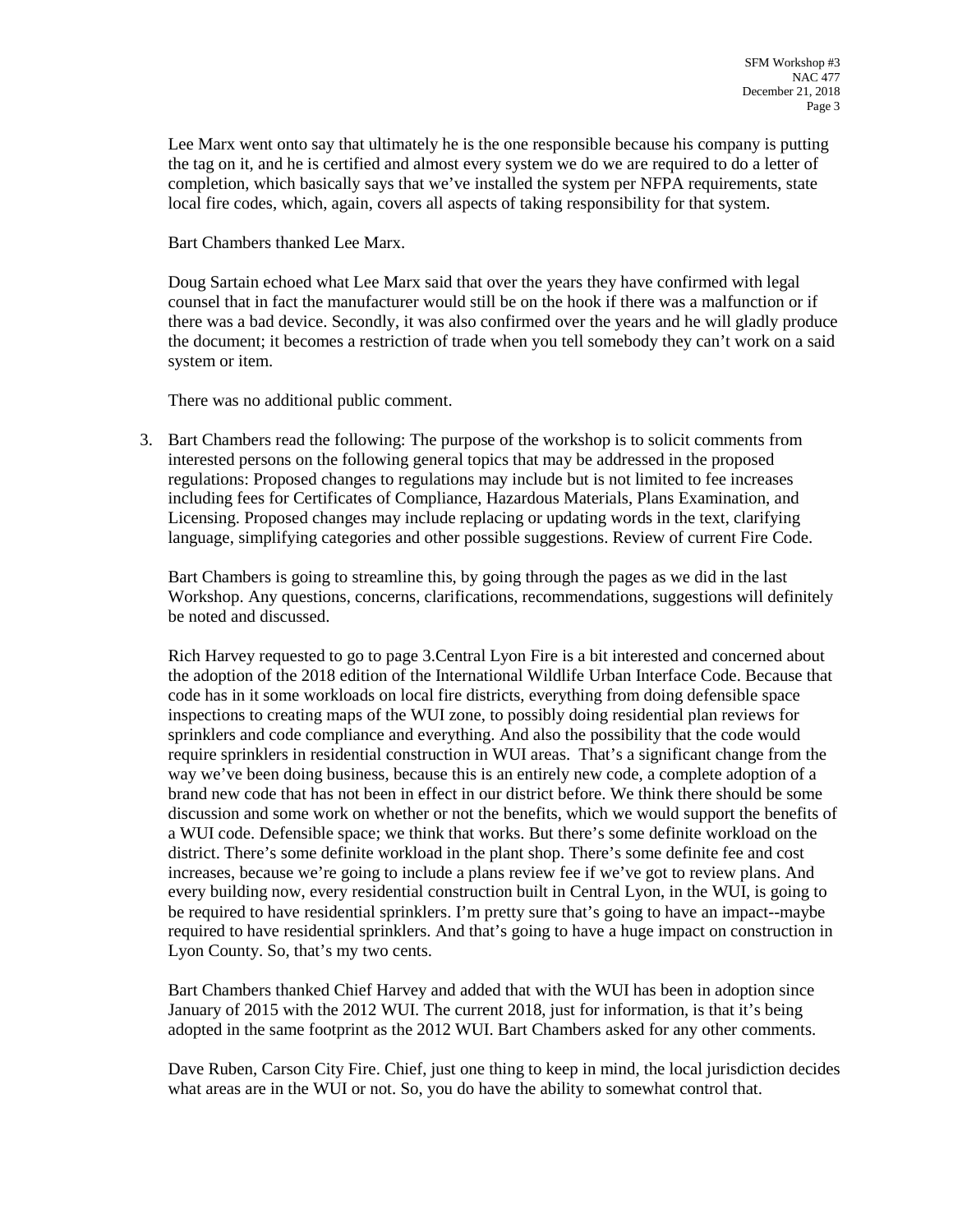Lee Marx went onto say that ultimately he is the one responsible because his company is putting the tag on it, and he is certified and almost every system we do we are required to do a letter of completion, which basically says that we've installed the system per NFPA requirements, state local fire codes, which, again, covers all aspects of taking responsibility for that system.

Bart Chambers thanked Lee Marx.

Doug Sartain echoed what Lee Marx said that over the years they have confirmed with legal counsel that in fact the manufacturer would still be on the hook if there was a malfunction or if there was a bad device. Secondly, it was also confirmed over the years and he will gladly produce the document; it becomes a restriction of trade when you tell somebody they can't work on a said system or item.

There was no additional public comment.

3. Bart Chambers read the following: The purpose of the workshop is to solicit comments from interested persons on the following general topics that may be addressed in the proposed regulations: Proposed changes to regulations may include but is not limited to fee increases including fees for Certificates of Compliance, Hazardous Materials, Plans Examination, and Licensing. Proposed changes may include replacing or updating words in the text, clarifying language, simplifying categories and other possible suggestions. Review of current Fire Code.

   Bart Chambers is going to streamline this, by going through the pages as we did in the last Workshop. Any questions, concerns, clarifications, recommendations, suggestions will definitely be noted and discussed.

   Rich Harvey requested to go to page 3.Central Lyon Fire is a bit interested and concerned about the adoption of the 2018 edition of the International Wildlife Urban Interface Code. Because that code has in it some workloads on local fire districts, everything from doing defensible space inspections to creating maps of the WUI zone, to possibly doing residential plan reviews for sprinklers and code compliance and everything. And also the possibility that the code would require sprinklers in residential construction in WUI areas. That's a significant change from the way we've been doing business, because this is an entirely new code, a complete adoption of a brand new code that has not been in effect in our district before. We think there should be some discussion and some work on whether or not the benefits, which we would support the benefits of a WUI code. Defensible space; we think that works. But there's some definite workload on the district. There's some definite workload in the plant shop. There's some definite fee and cost increases, because we're going to include a plans review fee if we've got to review plans. And every building now, every residential construction built in Central Lyon, in the WUI, is going to be required to have residential sprinklers. I'm pretty sure that's going to have an impact--maybe required to have residential sprinklers. And that's going to have a huge impact on construction in Lyon County. So, that's my two cents.

   Bart Chambers thanked Chief Harvey and added that with the WUI has been in adoption since January of 2015 with the 2012 WUI. The current 2018, just for information, is that it's being adopted in the same footprint as the 2012 WUI. Bart Chambers asked for any other comments.

   Dave Ruben, Carson City Fire. Chief, just one thing to keep in mind, the local jurisdiction decides what areas are in the WUI or not. So, you do have the ability to somewhat control that.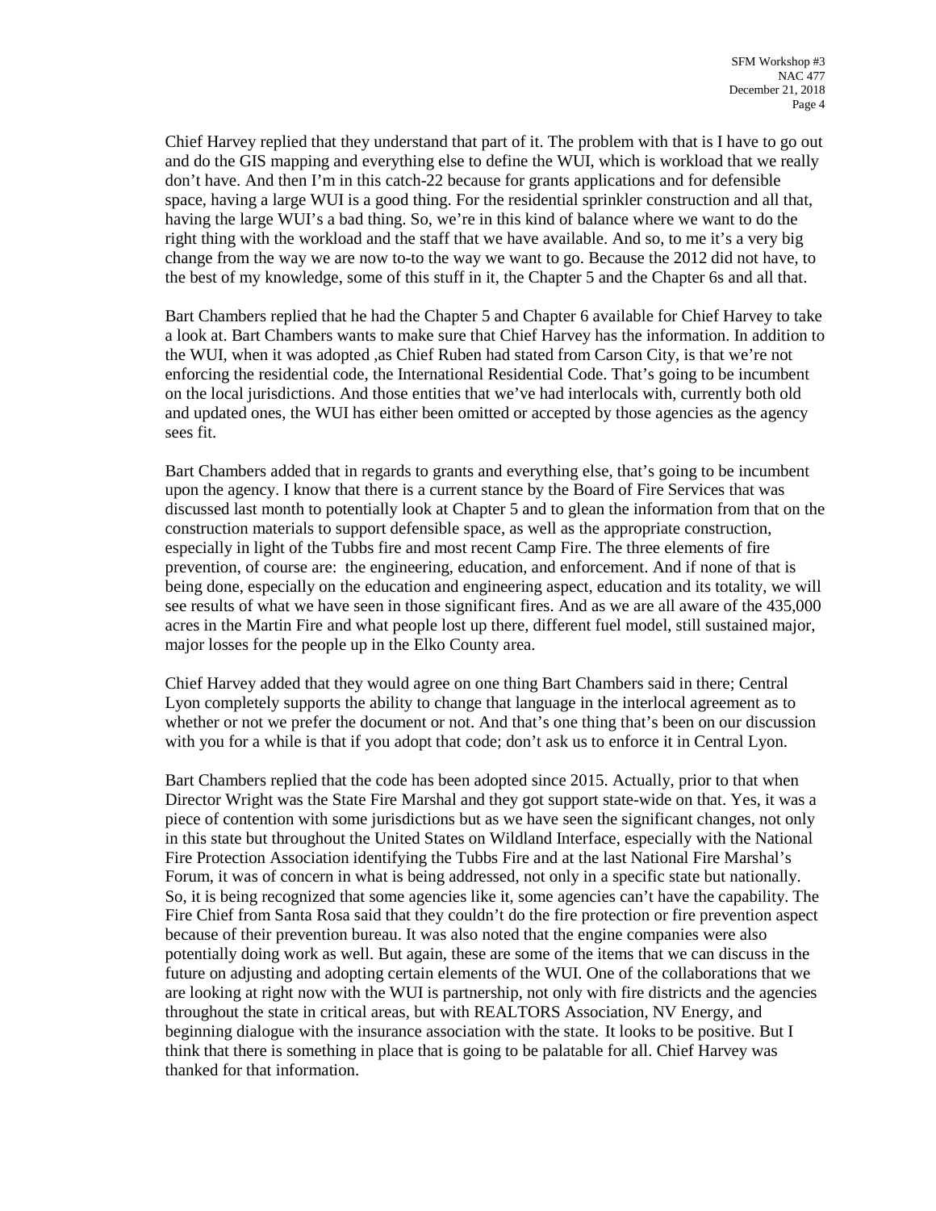Chief Harvey replied that they understand that part of it. The problem with that is I have to go out and do the GIS mapping and everything else to define the WUI, which is workload that we really don't have. And then I'm in this catch-22 because for grants applications and for defensible space, having a large WUI is a good thing. For the residential sprinkler construction and all that, having the large WUI's a bad thing. So, we're in this kind of balance where we want to do the right thing with the workload and the staff that we have available. And so, to me it's a very big change from the way we are now to-to the way we want to go. Because the 2012 did not have, to the best of my knowledge, some of this stuff in it, the Chapter 5 and the Chapter 6s and all that.

Bart Chambers replied that he had the Chapter 5 and Chapter 6 available for Chief Harvey to take a look at. Bart Chambers wants to make sure that Chief Harvey has the information. In addition to the WUI, when it was adopted ,as Chief Ruben had stated from Carson City, is that we're not enforcing the residential code, the International Residential Code. That's going to be incumbent on the local jurisdictions. And those entities that we've had interlocals with, currently both old and updated ones, the WUI has either been omitted or accepted by those agencies as the agency sees fit.

Bart Chambers added that in regards to grants and everything else, that's going to be incumbent upon the agency. I know that there is a current stance by the Board of Fire Services that was discussed last month to potentially look at Chapter 5 and to glean the information from that on the construction materials to support defensible space, as well as the appropriate construction, especially in light of the Tubbs fire and most recent Camp Fire. The three elements of fire prevention, of course are: the engineering, education, and enforcement. And if none of that is being done, especially on the education and engineering aspect, education and its totality, we will see results of what we have seen in those significant fires. And as we are all aware of the 435,000 acres in the Martin Fire and what people lost up there, different fuel model, still sustained major, major losses for the people up in the Elko County area.

Chief Harvey added that they would agree on one thing Bart Chambers said in there; Central Lyon completely supports the ability to change that language in the interlocal agreement as to whether or not we prefer the document or not. And that's one thing that's been on our discussion with you for a while is that if you adopt that code; don't ask us to enforce it in Central Lyon.

Bart Chambers replied that the code has been adopted since 2015. Actually, prior to that when Director Wright was the State Fire Marshal and they got support state-wide on that. Yes, it was a piece of contention with some jurisdictions but as we have seen the significant changes, not only in this state but throughout the United States on Wildland Interface, especially with the National Fire Protection Association identifying the Tubbs Fire and at the last National Fire Marshal's Forum, it was of concern in what is being addressed, not only in a specific state but nationally. So, it is being recognized that some agencies like it, some agencies can't have the capability. The Fire Chief from Santa Rosa said that they couldn't do the fire protection or fire prevention aspect because of their prevention bureau. It was also noted that the engine companies were also potentially doing work as well. But again, these are some of the items that we can discuss in the future on adjusting and adopting certain elements of the WUI. One of the collaborations that we are looking at right now with the WUI is partnership, not only with fire districts and the agencies throughout the state in critical areas, but with REALTORS Association, NV Energy, and beginning dialogue with the insurance association with the state. It looks to be positive. But I think that there is something in place that is going to be palatable for all. Chief Harvey was thanked for that information.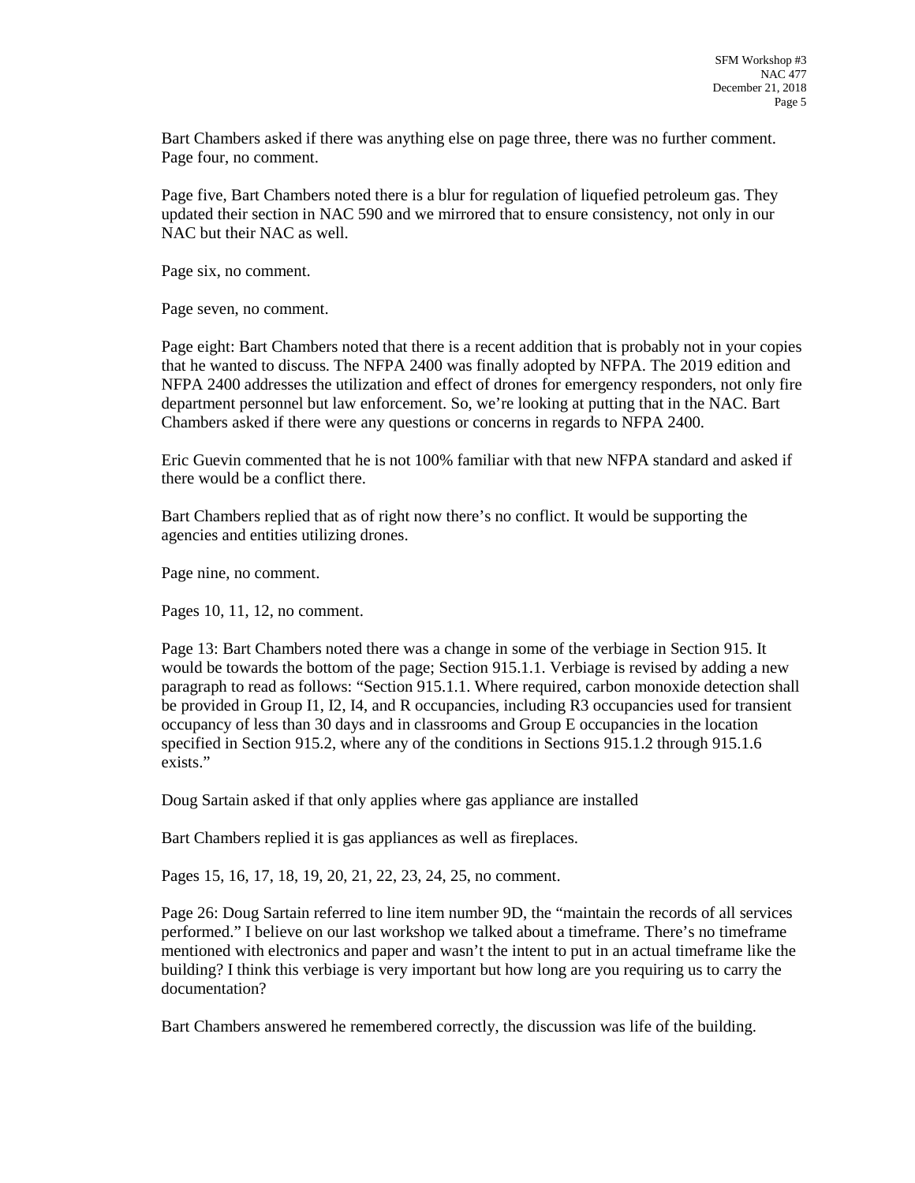Bart Chambers asked if there was anything else on page three, there was no further comment. Page four, no comment.

Page five, Bart Chambers noted there is a blur for regulation of liquefied petroleum gas. They updated their section in NAC 590 and we mirrored that to ensure consistency, not only in our NAC but their NAC as well.

Page six, no comment.

Page seven, no comment.

Page eight: Bart Chambers noted that there is a recent addition that is probably not in your copies that he wanted to discuss. The NFPA 2400 was finally adopted by NFPA. The 2019 edition and NFPA 2400 addresses the utilization and effect of drones for emergency responders, not only fire department personnel but law enforcement. So, we're looking at putting that in the NAC. Bart Chambers asked if there were any questions or concerns in regards to NFPA 2400.

Eric Guevin commented that he is not 100% familiar with that new NFPA standard and asked if there would be a conflict there.

Bart Chambers replied that as of right now there's no conflict. It would be supporting the agencies and entities utilizing drones.

Page nine, no comment.

Pages 10, 11, 12, no comment.

Page 13: Bart Chambers noted there was a change in some of the verbiage in Section 915. It would be towards the bottom of the page; Section 915.1.1. Verbiage is revised by adding a new paragraph to read as follows: "Section 915.1.1. Where required, carbon monoxide detection shall be provided in Group I1, I2, I4, and R occupancies, including R3 occupancies used for transient occupancy of less than 30 days and in classrooms and Group E occupancies in the location specified in Section 915.2, where any of the conditions in Sections 915.1.2 through 915.1.6 exists."

Doug Sartain asked if that only applies where gas appliance are installed

Bart Chambers replied it is gas appliances as well as fireplaces.

Pages 15, 16, 17, 18, 19, 20, 21, 22, 23, 24, 25, no comment.

Page 26: Doug Sartain referred to line item number 9D, the "maintain the records of all services performed." I believe on our last workshop we talked about a timeframe. There's no timeframe mentioned with electronics and paper and wasn't the intent to put in an actual timeframe like the building? I think this verbiage is very important but how long are you requiring us to carry the documentation?

Bart Chambers answered he remembered correctly, the discussion was life of the building.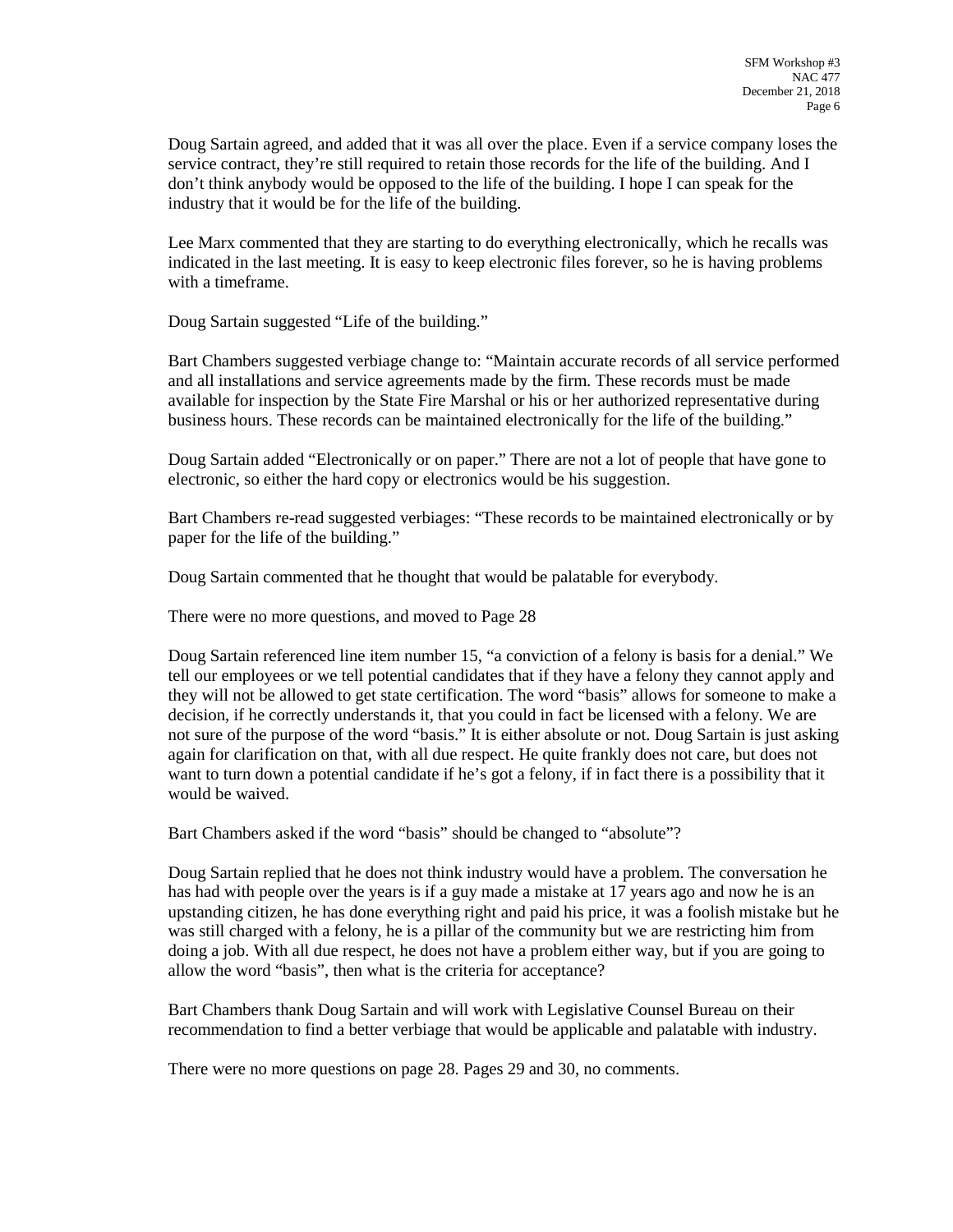Doug Sartain agreed, and added that it was all over the place. Even if a service company loses the service contract, they're still required to retain those records for the life of the building. And I don't think anybody would be opposed to the life of the building. I hope I can speak for the industry that it would be for the life of the building.

Lee Marx commented that they are starting to do everything electronically, which he recalls was indicated in the last meeting. It is easy to keep electronic files forever, so he is having problems with a timeframe.

Doug Sartain suggested "Life of the building."

Bart Chambers suggested verbiage change to: "Maintain accurate records of all service performed and all installations and service agreements made by the firm. These records must be made available for inspection by the State Fire Marshal or his or her authorized representative during business hours. These records can be maintained electronically for the life of the building."

Doug Sartain added "Electronically or on paper." There are not a lot of people that have gone to electronic, so either the hard copy or electronics would be his suggestion.

Bart Chambers re-read suggested verbiages: "These records to be maintained electronically or by paper for the life of the building."

Doug Sartain commented that he thought that would be palatable for everybody.

There were no more questions, and moved to Page 28

Doug Sartain referenced line item number 15, "a conviction of a felony is basis for a denial." We tell our employees or we tell potential candidates that if they have a felony they cannot apply and they will not be allowed to get state certification. The word "basis" allows for someone to make a decision, if he correctly understands it, that you could in fact be licensed with a felony. We are not sure of the purpose of the word "basis." It is either absolute or not. Doug Sartain is just asking again for clarification on that, with all due respect. He quite frankly does not care, but does not want to turn down a potential candidate if he's got a felony, if in fact there is a possibility that it would be waived.

Bart Chambers asked if the word "basis" should be changed to "absolute"?

Doug Sartain replied that he does not think industry would have a problem. The conversation he has had with people over the years is if a guy made a mistake at 17 years ago and now he is an upstanding citizen, he has done everything right and paid his price, it was a foolish mistake but he was still charged with a felony, he is a pillar of the community but we are restricting him from doing a job. With all due respect, he does not have a problem either way, but if you are going to allow the word "basis", then what is the criteria for acceptance?

Bart Chambers thank Doug Sartain and will work with Legislative Counsel Bureau on their recommendation to find a better verbiage that would be applicable and palatable with industry.

There were no more questions on page 28. Pages 29 and 30, no comments.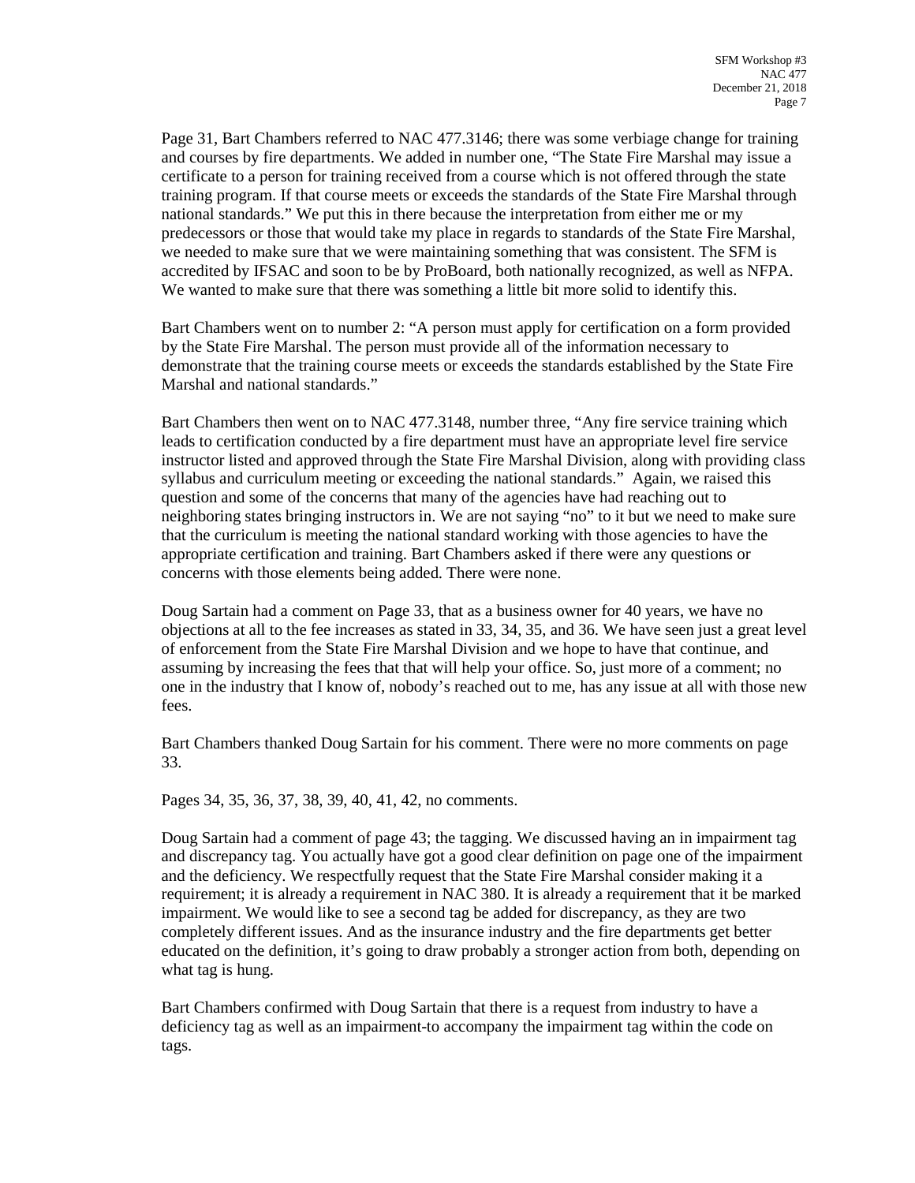Page 31, Bart Chambers referred to NAC 477.3146; there was some verbiage change for training and courses by fire departments. We added in number one, "The State Fire Marshal may issue a certificate to a person for training received from a course which is not offered through the state training program. If that course meets or exceeds the standards of the State Fire Marshal through national standards." We put this in there because the interpretation from either me or my predecessors or those that would take my place in regards to standards of the State Fire Marshal, we needed to make sure that we were maintaining something that was consistent. The SFM is accredited by IFSAC and soon to be by ProBoard, both nationally recognized, as well as NFPA. We wanted to make sure that there was something a little bit more solid to identify this.

Bart Chambers went on to number 2: "A person must apply for certification on a form provided by the State Fire Marshal. The person must provide all of the information necessary to demonstrate that the training course meets or exceeds the standards established by the State Fire Marshal and national standards."

Bart Chambers then went on to NAC 477.3148, number three, "Any fire service training which leads to certification conducted by a fire department must have an appropriate level fire service instructor listed and approved through the State Fire Marshal Division, along with providing class syllabus and curriculum meeting or exceeding the national standards." Again, we raised this question and some of the concerns that many of the agencies have had reaching out to neighboring states bringing instructors in. We are not saying "no" to it but we need to make sure that the curriculum is meeting the national standard working with those agencies to have the appropriate certification and training. Bart Chambers asked if there were any questions or concerns with those elements being added. There were none.

Doug Sartain had a comment on Page 33, that as a business owner for 40 years, we have no objections at all to the fee increases as stated in 33, 34, 35, and 36. We have seen just a great level of enforcement from the State Fire Marshal Division and we hope to have that continue, and assuming by increasing the fees that that will help your office. So, just more of a comment; no one in the industry that I know of, nobody's reached out to me, has any issue at all with those new fees.

Bart Chambers thanked Doug Sartain for his comment. There were no more comments on page 33.

Pages 34, 35, 36, 37, 38, 39, 40, 41, 42, no comments.

Doug Sartain had a comment of page 43; the tagging. We discussed having an in impairment tag and discrepancy tag. You actually have got a good clear definition on page one of the impairment and the deficiency. We respectfully request that the State Fire Marshal consider making it a requirement; it is already a requirement in NAC 380. It is already a requirement that it be marked impairment. We would like to see a second tag be added for discrepancy, as they are two completely different issues. And as the insurance industry and the fire departments get better educated on the definition, it's going to draw probably a stronger action from both, depending on what tag is hung.

Bart Chambers confirmed with Doug Sartain that there is a request from industry to have a deficiency tag as well as an impairment-to accompany the impairment tag within the code on tags.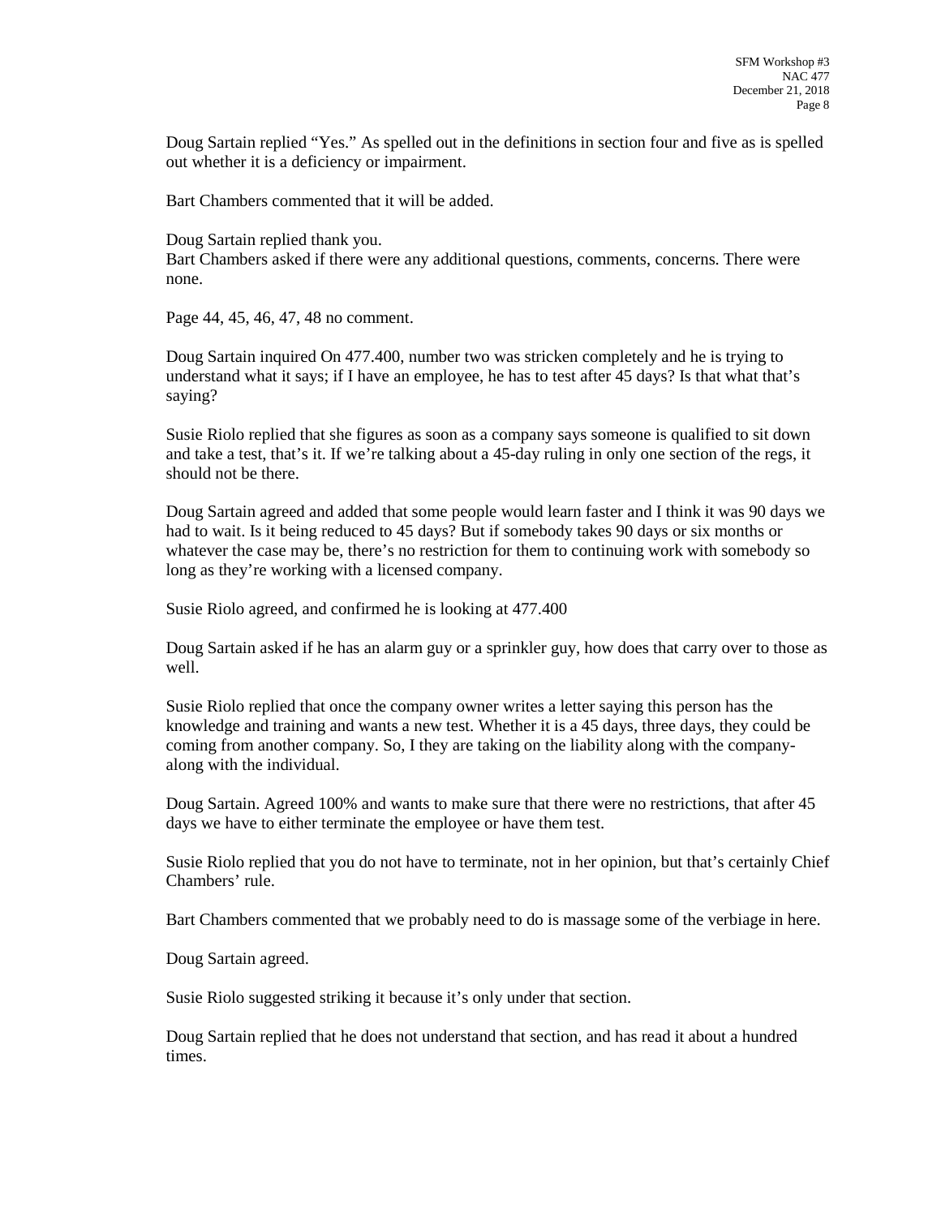Doug Sartain replied "Yes." As spelled out in the definitions in section four and five as is spelled out whether it is a deficiency or impairment.

Bart Chambers commented that it will be added.

Doug Sartain replied thank you.
Bart Chambers asked if there were any additional questions, comments, concerns. There were none.

Page 44, 45, 46, 47, 48 no comment.

Doug Sartain inquired On 477.400, number two was stricken completely and he is trying to understand what it says; if I have an employee, he has to test after 45 days? Is that what that's saying?

Susie Riolo replied that she figures as soon as a company says someone is qualified to sit down and take a test, that's it. If we're talking about a 45-day ruling in only one section of the regs, it should not be there.

Doug Sartain agreed and added that some people would learn faster and I think it was 90 days we had to wait. Is it being reduced to 45 days? But if somebody takes 90 days or six months or whatever the case may be, there's no restriction for them to continuing work with somebody so long as they're working with a licensed company.

Susie Riolo agreed, and confirmed he is looking at 477.400

Doug Sartain asked if he has an alarm guy or a sprinkler guy, how does that carry over to those as well.

Susie Riolo replied that once the company owner writes a letter saying this person has the knowledge and training and wants a new test. Whether it is a 45 days, three days, they could be coming from another company. So, I they are taking on the liability along with the company- along with the individual.

Doug Sartain. Agreed 100% and wants to make sure that there were no restrictions, that after 45 days we have to either terminate the employee or have them test.

Susie Riolo replied that you do not have to terminate, not in her opinion, but that's certainly Chief Chambers' rule.

Bart Chambers commented that we probably need to do is massage some of the verbiage in here.

Doug Sartain agreed.

Susie Riolo suggested striking it because it's only under that section.

Doug Sartain replied that he does not understand that section, and has read it about a hundred times.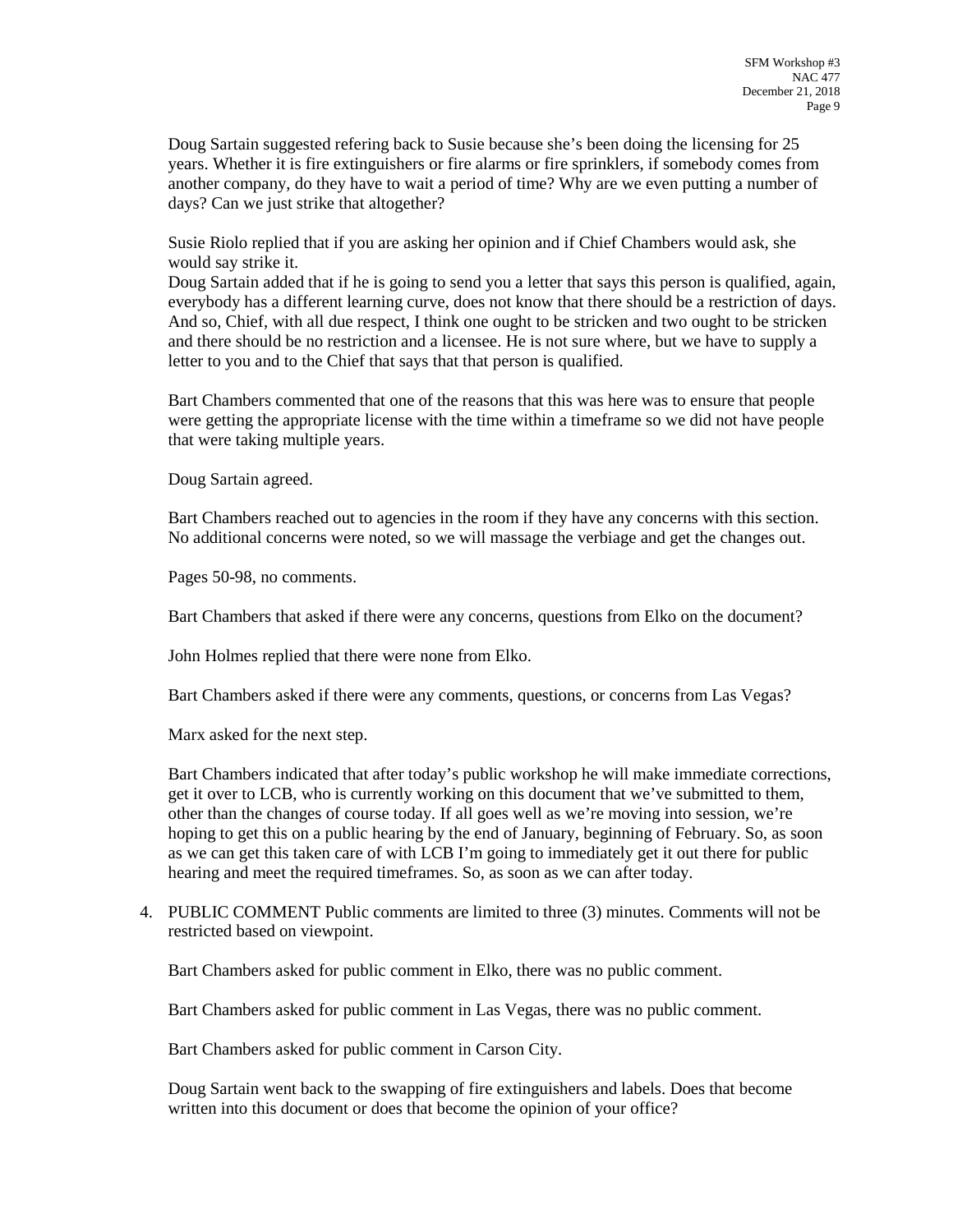Doug Sartain suggested refering back to Susie because she's been doing the licensing for 25 years. Whether it is fire extinguishers or fire alarms or fire sprinklers, if somebody comes from another company, do they have to wait a period of time? Why are we even putting a number of days? Can we just strike that altogether?

Susie Riolo replied that if you are asking her opinion and if Chief Chambers would ask, she would say strike it.
Doug Sartain added that if he is going to send you a letter that says this person is qualified, again, everybody has a different learning curve, does not know that there should be a restriction of days. And so, Chief, with all due respect, I think one ought to be stricken and two ought to be stricken and there should be no restriction and a licensee. He is not sure where, but we have to supply a letter to you and to the Chief that says that that person is qualified.

Bart Chambers commented that one of the reasons that this was here was to ensure that people were getting the appropriate license with the time within a timeframe so we did not have people that were taking multiple years.

Doug Sartain agreed.

Bart Chambers reached out to agencies in the room if they have any concerns with this section. No additional concerns were noted, so we will massage the verbiage and get the changes out.

Pages 50-98, no comments.

Bart Chambers that asked if there were any concerns, questions from Elko on the document?

John Holmes replied that there were none from Elko.

Bart Chambers asked if there were any comments, questions, or concerns from Las Vegas?

Marx asked for the next step.

Bart Chambers indicated that after today's public workshop he will make immediate corrections, get it over to LCB, who is currently working on this document that we've submitted to them, other than the changes of course today. If all goes well as we're moving into session, we're hoping to get this on a public hearing by the end of January, beginning of February. So, as soon as we can get this taken care of with LCB I'm going to immediately get it out there for public hearing and meet the required timeframes. So, as soon as we can after today.

4. PUBLIC COMMENT Public comments are limited to three (3) minutes. Comments will not be restricted based on viewpoint.

   Bart Chambers asked for public comment in Elko, there was no public comment.

   Bart Chambers asked for public comment in Las Vegas, there was no public comment.

   Bart Chambers asked for public comment in Carson City.

   Doug Sartain went back to the swapping of fire extinguishers and labels. Does that become written into this document or does that become the opinion of your office?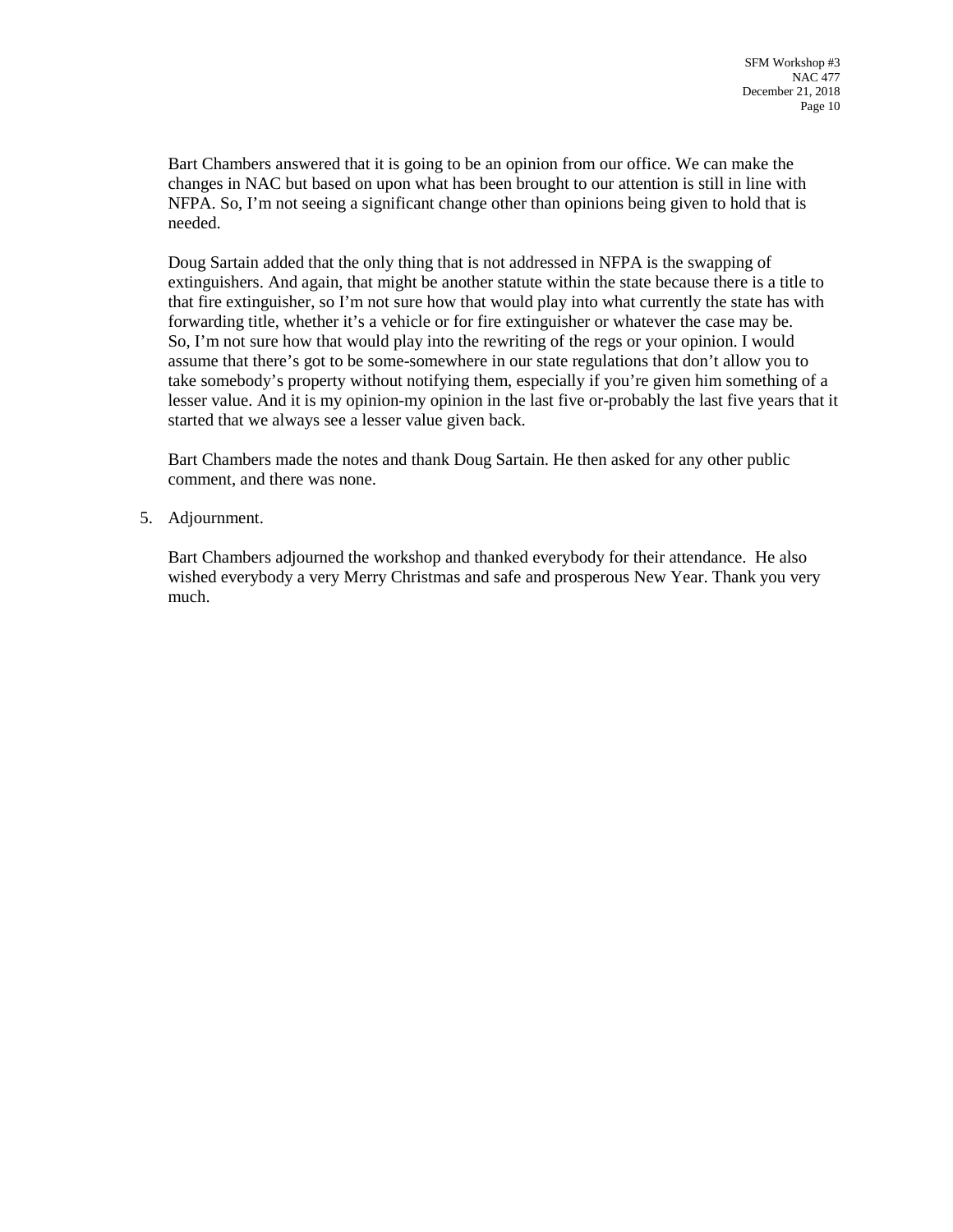Bart Chambers answered that it is going to be an opinion from our office. We can make the changes in NAC but based on upon what has been brought to our attention is still in line with NFPA. So, I'm not seeing a significant change other than opinions being given to hold that is needed.

Doug Sartain added that the only thing that is not addressed in NFPA is the swapping of extinguishers. And again, that might be another statute within the state because there is a title to that fire extinguisher, so I'm not sure how that would play into what currently the state has with forwarding title, whether it's a vehicle or for fire extinguisher or whatever the case may be. So, I'm not sure how that would play into the rewriting of the regs or your opinion. I would assume that there's got to be some-somewhere in our state regulations that don't allow you to take somebody's property without notifying them, especially if you're given him something of a lesser value. And it is my opinion-my opinion in the last five or-probably the last five years that it started that we always see a lesser value given back.

Bart Chambers made the notes and thank Doug Sartain. He then asked for any other public comment, and there was none.

5. Adjournment.

   Bart Chambers adjourned the workshop and thanked everybody for their attendance. He also wished everybody a very Merry Christmas and safe and prosperous New Year. Thank you very much.